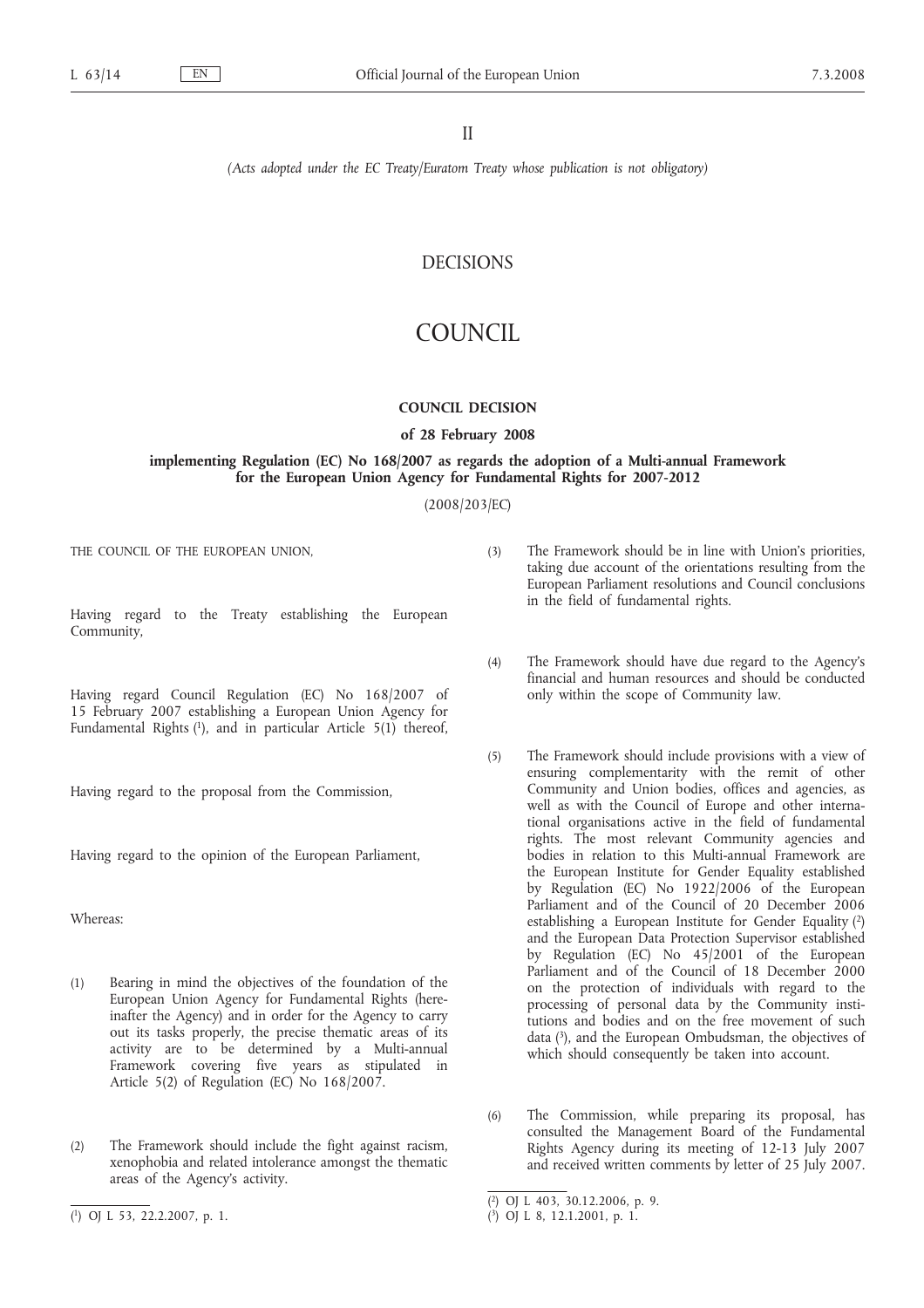II

*(Acts adopted under the EC Treaty/Euratom Treaty whose publication is not obligatory)*

# DECISIONS

# COUNCIL

## COUNCIL DECISION

### of 28 February 2008

### implementing Regulation (EC) No 168/2007 as regards the adoption of a Multi-annual Framework for the European Union Agency for Fundamental Rights for 2007-2012

(2008/203/EC)

THE COUNCIL OF THE EUROPEAN UNION,

Having regard to the Treaty establishing the European Community,

Having regard Council Regulation (EC) No 168/2007 of 15 February 2007 establishing a European Union Agency for Fundamental Rights [1], and in particular Article 5(1) thereof,

Having regard to the proposal from the Commission,

Having regard to the opinion of the European Parliament,

Whereas:

(1) Bearing in mind the objectives of the foundation of the European Union Agency for Fundamental Rights (hereinafter the Agency) and in order for the Agency to carry out its tasks properly, the precise thematic areas of its activity are to be determined by a Multi-annual Framework covering five years as stipulated in Article 5(2) of Regulation (EC) No 168/2007.

(2) The Framework should include the fight against racism, xenophobia and related intolerance amongst the thematic areas of the Agency's activity.

(3) The Framework should be in line with Union's priorities, taking due account of the orientations resulting from the European Parliament resolutions and Council conclusions in the field of fundamental rights.

(4) The Framework should have due regard to the Agency's financial and human resources and should be conducted only within the scope of Community law.

(5) The Framework should include provisions with a view of ensuring complementarity with the remit of other Community and Union bodies, offices and agencies, as well as with the Council of Europe and other international organisations active in the field of fundamental rights. The most relevant Community agencies and bodies in relation to this Multi-annual Framework are the European Institute for Gender Equality established by Regulation (EC) No 1922/2006 of the European Parliament and of the Council of 20 December 2006 establishing a European Institute for Gender Equality [2] and the European Data Protection Supervisor established by Regulation (EC) No 45/2001 of the European Parliament and of the Council of 18 December 2000 on the protection of individuals with regard to the processing of personal data by the Community institutions and bodies and on the free movement of such data [3], and the European Ombudsman, the objectives of which should consequently be taken into account.

(6) The Commission, while preparing its proposal, has consulted the Management Board of the Fundamental Rights Agency during its meeting of 12-13 July 2007 and received written comments by letter of 25 July 2007.

---

[1] OJ L 53, 22.2.2007, p. 1.

[2] OJ L 403, 30.12.2006, p. 9.

[3] OJ L 8, 12.1.2001, p. 1.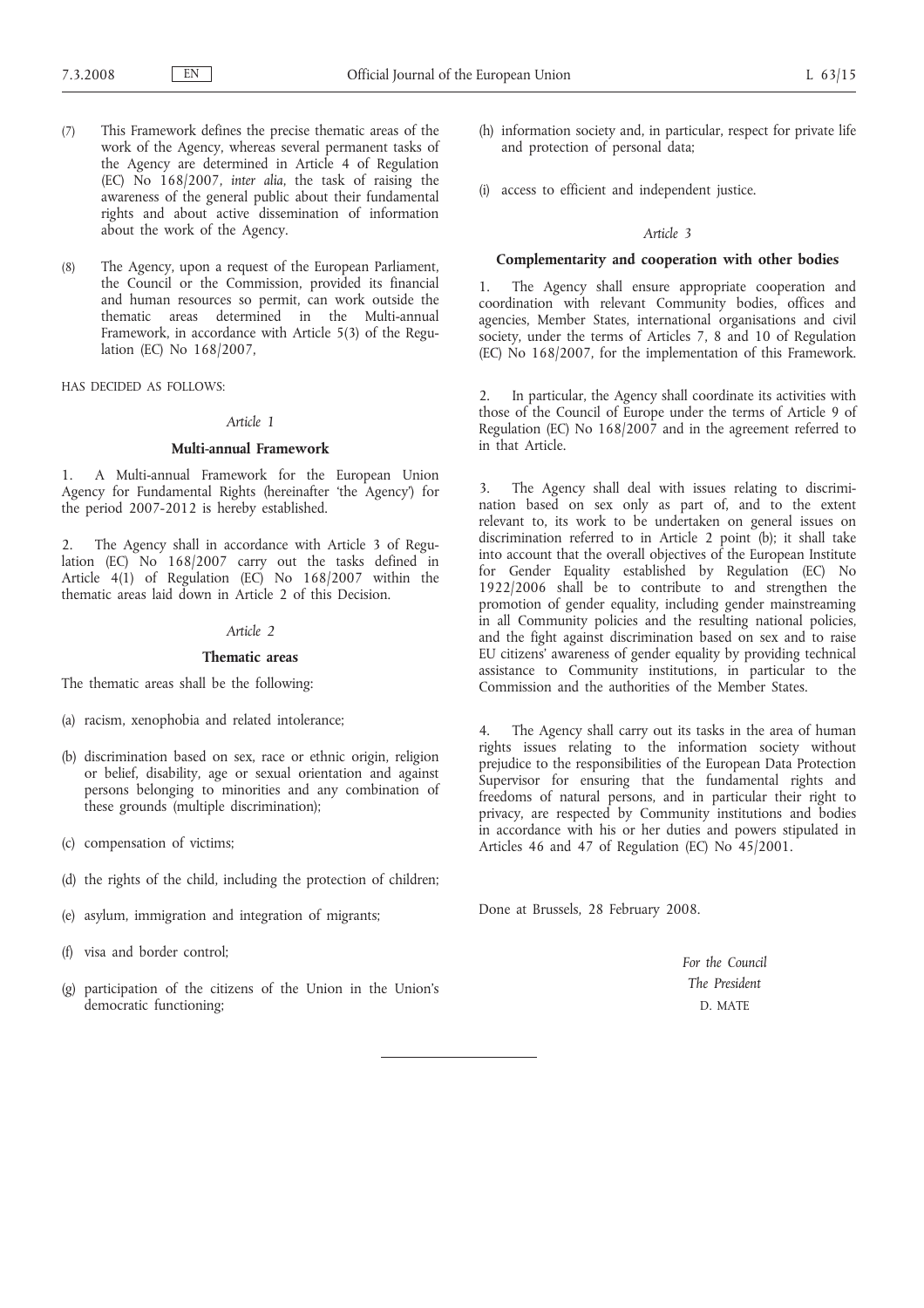(7) This Framework defines the precise thematic areas of the work of the Agency, whereas several permanent tasks of the Agency are determined in Article 4 of Regulation (EC) No 168/2007, *inter alia*, the task of raising the awareness of the general public about their fundamental rights and about active dissemination of information about the work of the Agency.

(8) The Agency, upon a request of the European Parliament, the Council or the Commission, provided its financial and human resources so permit, can work outside the thematic areas determined in the Multi-annual Framework, in accordance with Article 5(3) of the Regulation (EC) No 168/2007,

HAS DECIDED AS FOLLOWS:

*Article 1*

**Multi-annual Framework**

1. A Multi-annual Framework for the European Union Agency for Fundamental Rights (hereinafter 'the Agency') for the period 2007-2012 is hereby established.

2. The Agency shall in accordance with Article 3 of Regulation (EC) No 168/2007 carry out the tasks defined in Article 4(1) of Regulation (EC) No 168/2007 within the thematic areas laid down in Article 2 of this Decision.

*Article 2*

**Thematic areas**

The thematic areas shall be the following:

(a) racism, xenophobia and related intolerance;

(b) discrimination based on sex, race or ethnic origin, religion or belief, disability, age or sexual orientation and against persons belonging to minorities and any combination of these grounds (multiple discrimination);

(c) compensation of victims;

(d) the rights of the child, including the protection of children;

(e) asylum, immigration and integration of migrants;

(f) visa and border control;

(g) participation of the citizens of the Union in the Union's democratic functioning;

(h) information society and, in particular, respect for private life and protection of personal data;

(i) access to efficient and independent justice.

*Article 3*

**Complementarity and cooperation with other bodies**

1. The Agency shall ensure appropriate cooperation and coordination with relevant Community bodies, offices and agencies, Member States, international organisations and civil society, under the terms of Articles 7, 8 and 10 of Regulation (EC) No 168/2007, for the implementation of this Framework.

2. In particular, the Agency shall coordinate its activities with those of the Council of Europe under the terms of Article 9 of Regulation (EC) No 168/2007 and in the agreement referred to in that Article.

3. The Agency shall deal with issues relating to discrimination based on sex only as part of, and to the extent relevant to, its work to be undertaken on general issues on discrimination referred to in Article 2 point (b); it shall take into account that the overall objectives of the European Institute for Gender Equality established by Regulation (EC) No 1922/2006 shall be to contribute to and strengthen the promotion of gender equality, including gender mainstreaming in all Community policies and the resulting national policies, and the fight against discrimination based on sex and to raise EU citizens' awareness of gender equality by providing technical assistance to Community institutions, in particular to the Commission and the authorities of the Member States.

4. The Agency shall carry out its tasks in the area of human rights issues relating to the information society without prejudice to the responsibilities of the European Data Protection Supervisor for ensuring that the fundamental rights and freedoms of natural persons, and in particular their right to privacy, are respected by Community institutions and bodies in accordance with his or her duties and powers stipulated in Articles 46 and 47 of Regulation (EC) No 45/2001.

Done at Brussels, 28 February 2008.

*For the Council*

*The President*

D. MATE